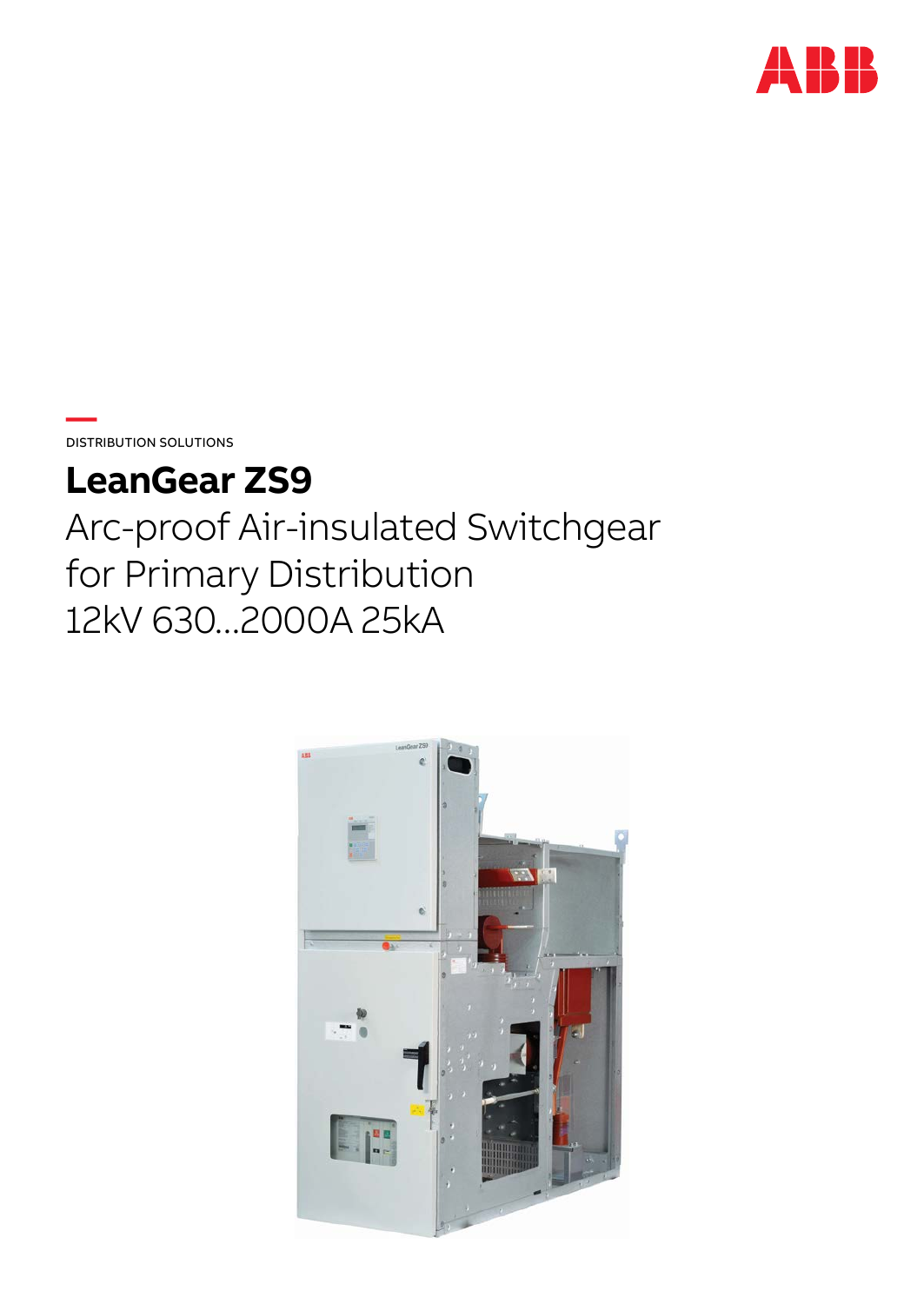DISTRIBUTION SOLUTIONS

# LeanGear ZS9

Arc-proof Air-insulated Switchgear for Primary Distribution
12kV 630...2000A 25kA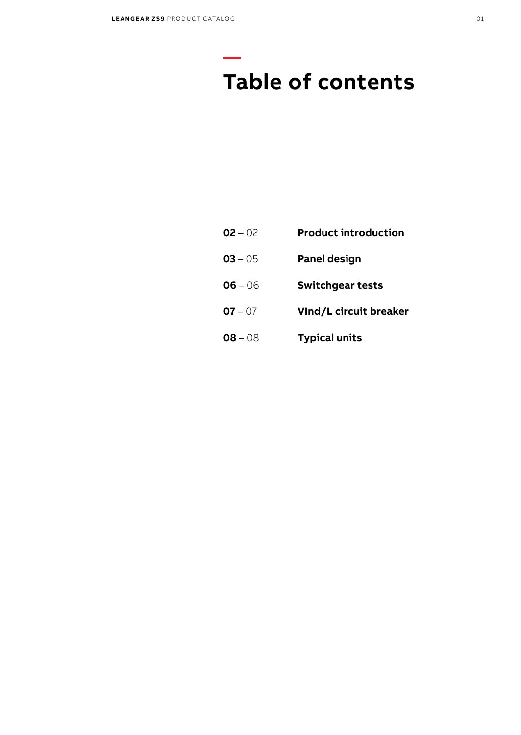# Table of contents

**02** – 02 **Product introduction**

**03** – 05 **Panel design**

**06** – 06 **Switchgear tests**

**07** – 07 **VInd/L circuit breaker**

**08** – 08 **Typical units**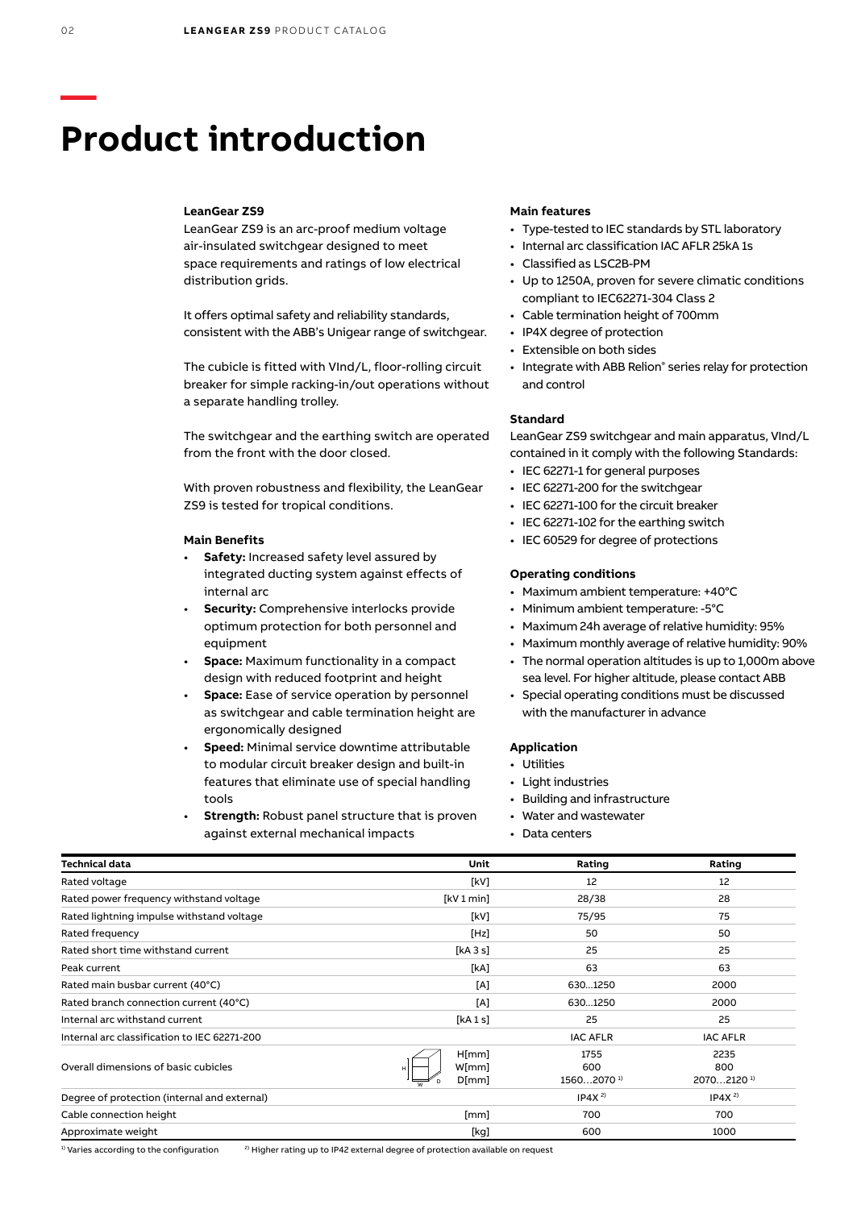# Product introduction

**LeanGear ZS9**

LeanGear ZS9 is an arc-proof medium voltage air-insulated switchgear designed to meet space requirements and ratings of low electrical distribution grids.

It offers optimal safety and reliability standards, consistent with the ABB's Unigear range of switchgear.

The cubicle is fitted with VInd/L, floor-rolling circuit breaker for simple racking-in/out operations without a separate handling trolley.

The switchgear and the earthing switch are operated from the front with the door closed.

With proven robustness and flexibility, the LeanGear ZS9 is tested for tropical conditions.

**Main Benefits**

- **Safety:** Increased safety level assured by integrated ducting system against effects of internal arc
- **Security:** Comprehensive interlocks provide optimum protection for both personnel and equipment
- **Space:** Maximum functionality in a compact design with reduced footprint and height
- **Space:** Ease of service operation by personnel as switchgear and cable termination height are ergonomically designed
- **Speed:** Minimal service downtime attributable to modular circuit breaker design and built-in features that eliminate use of special handling tools
- **Strength:** Robust panel structure that is proven against external mechanical impacts

**Main features**

- Type-tested to IEC standards by STL laboratory
- Internal arc classification IAC AFLR 25kA 1s
- Classified as LSC2B-PM
- Up to 1250A, proven for severe climatic conditions compliant to IEC62271-304 Class 2
- Cable termination height of 700mm
- IP4X degree of protection
- Extensible on both sides
- Integrate with ABB Relion® series relay for protection and control

**Standard**

LeanGear ZS9 switchgear and main apparatus, VInd/L contained in it comply with the following Standards:

- IEC 62271-1 for general purposes
- IEC 62271-200 for the switchgear
- IEC 62271-100 for the circuit breaker
- IEC 62271-102 for the earthing switch
- IEC 60529 for degree of protections

**Operating conditions**

- Maximum ambient temperature: +40°C
- Minimum ambient temperature: -5°C
- Maximum 24h average of relative humidity: 95%
- Maximum monthly average of relative humidity: 90%
- The normal operation altitudes is up to 1,000m above sea level. For higher altitude, please contact ABB
- Special operating conditions must be discussed with the manufacturer in advance

**Application**

- Utilities
- Light industries
- Building and infrastructure
- Water and wastewater
- Data centers

| Technical data | Unit | Rating | Rating |
|---|---|---|---|
| Rated voltage | [kV] | 12 | 12 |
| Rated power frequency withstand voltage | [kV 1 min] | 28/38 | 28 |
| Rated lightning impulse withstand voltage | [kV] | 75/95 | 75 |
| Rated frequency | [Hz] | 50 | 50 |
| Rated short time withstand current | [kA 3 s] | 25 | 25 |
| Peak current | [kA] | 63 | 63 |
| Rated main busbar current (40°C) | [A] | 630…1250 | 2000 |
| Rated branch connection current (40°C) | [A] | 630…1250 | 2000 |
| Internal arc withstand current | [kA 1 s] | 25 | 25 |
| Internal arc classification to IEC 62271-200 | | IAC AFLR | IAC AFLR |
| Overall dimensions of basic cubicles | H[mm]<br>W[mm]<br>D[mm] | 1755<br>600<br>1560…2070 [1] | 2235<br>800<br>2070…2120 [1] |
| Degree of protection (internal and external) | | IP4X [2] | IP4X [2] |
| Cable connection height | [mm] | 700 | 700 |
| Approximate weight | [kg] | 600 | 1000 |

[1] Varies according to the configuration  [2] Higher rating up to IP42 external degree of protection available on request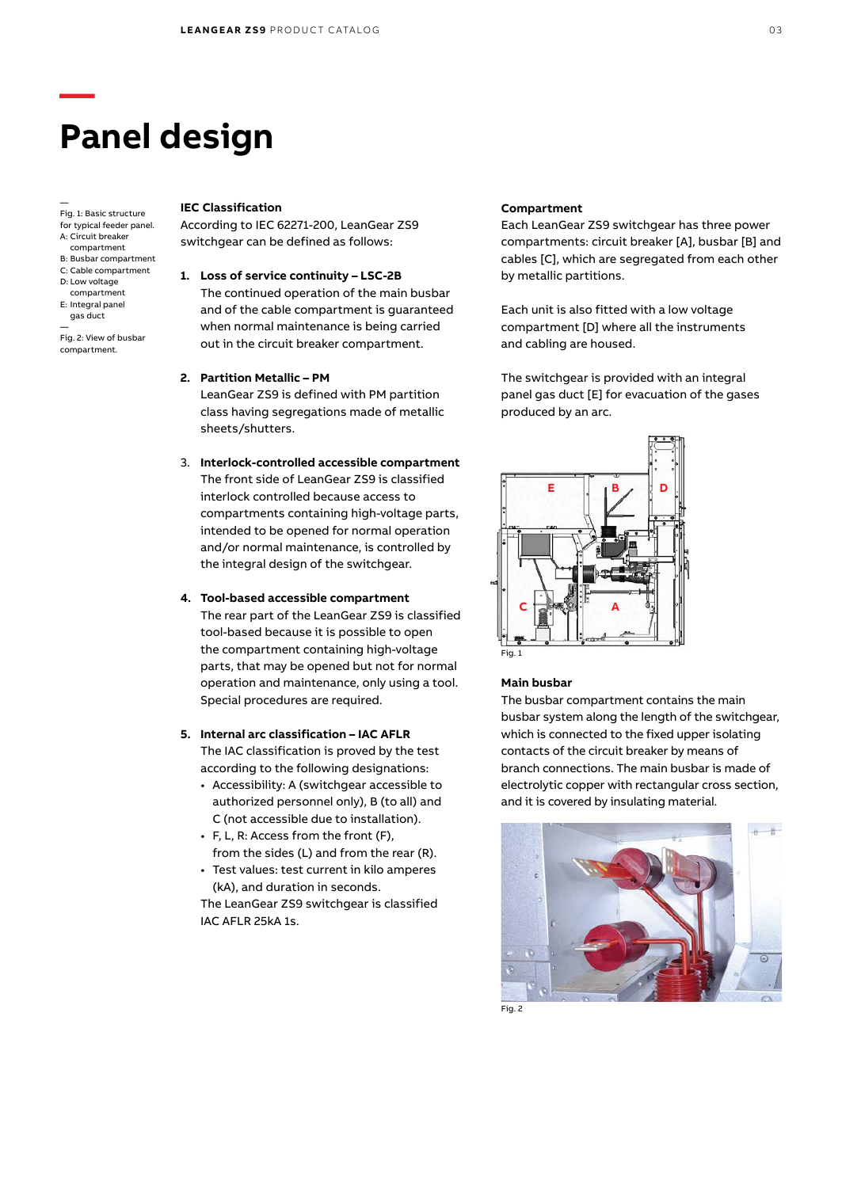# Panel design

—
Fig. 1: Basic structure for typical feeder panel.
A: Circuit breaker compartment
B: Busbar compartment
C: Cable compartment
D: Low voltage compartment
E: Integral panel gas duct

—
Fig. 2: View of busbar compartment.

### IEC Classification

According to IEC 62271-200, LeanGear ZS9 switchgear can be defined as follows:

1. **Loss of service continuity – LSC-2B**
   The continued operation of the main busbar and of the cable compartment is guaranteed when normal maintenance is being carried out in the circuit breaker compartment.

2. **Partition Metallic – PM**
   LeanGear ZS9 is defined with PM partition class having segregations made of metallic sheets/shutters.

3. **Interlock-controlled accessible compartment**
   The front side of LeanGear ZS9 is classified interlock controlled because access to compartments containing high-voltage parts, intended to be opened for normal operation and/or normal maintenance, is controlled by the integral design of the switchgear.

4. **Tool-based accessible compartment**
   The rear part of the LeanGear ZS9 is classified tool-based because it is possible to open the compartment containing high-voltage parts, that may be opened but not for normal operation and maintenance, only using a tool. Special procedures are required.

5. **Internal arc classification – IAC AFLR**
   The IAC classification is proved by the test according to the following designations:
   - Accessibility: A (switchgear accessible to authorized personnel only), B (to all) and C (not accessible due to installation).
   - F, L, R: Access from the front (F), from the sides (L) and from the rear (R).
   - Test values: test current in kilo amperes (kA), and duration in seconds.

   The LeanGear ZS9 switchgear is classified IAC AFLR 25kA 1s.

### Compartment

Each LeanGear ZS9 switchgear has three power compartments: circuit breaker [A], busbar [B] and cables [C], which are segregated from each other by metallic partitions.

Each unit is also fitted with a low voltage compartment [D] where all the instruments and cabling are housed.

The switchgear is provided with an integral panel gas duct [E] for evacuation of the gases produced by an arc.

Fig. 1

### Main busbar

The busbar compartment contains the main busbar system along the length of the switchgear, which is connected to the fixed upper isolating contacts of the circuit breaker by means of branch connections. The main busbar is made of electrolytic copper with rectangular cross section, and it is covered by insulating material.

Fig. 2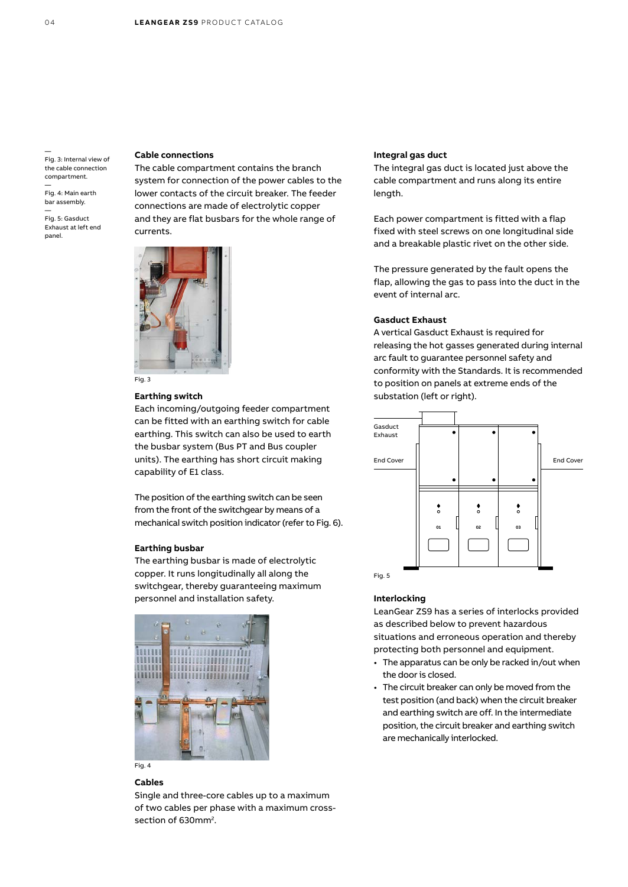Fig. 3: Internal view of the cable connection compartment.

Fig. 4: Main earth bar assembly.

Fig. 5: Gasduct Exhaust at left end panel.

### Cable connections

The cable compartment contains the branch system for connection of the power cables to the lower contacts of the circuit breaker. The feeder connections are made of electrolytic copper and they are flat busbars for the whole range of currents.

Fig. 3

### Earthing switch

Each incoming/outgoing feeder compartment can be fitted with an earthing switch for cable earthing. This switch can also be used to earth the busbar system (Bus PT and Bus coupler units). The earthing has short circuit making capability of E1 class.

The position of the earthing switch can be seen from the front of the switchgear by means of a mechanical switch position indicator (refer to Fig. 6).

### Earthing busbar

The earthing busbar is made of electrolytic copper. It runs longitudinally all along the switchgear, thereby guaranteeing maximum personnel and installation safety.

Fig. 4

### Cables

Single and three-core cables up to a maximum of two cables per phase with a maximum cross-section of 630mm$^2$.

### Integral gas duct

The integral gas duct is located just above the cable compartment and runs along its entire length.

Each power compartment is fitted with a flap fixed with steel screws on one longitudinal side and a breakable plastic rivet on the other side.

The pressure generated by the fault opens the flap, allowing the gas to pass into the duct in the event of internal arc.

### Gasduct Exhaust

A vertical Gasduct Exhaust is required for releasing the hot gasses generated during internal arc fault to guarantee personnel safety and conformity with the Standards. It is recommended to position on panels at extreme ends of the substation (left or right).

Gasduct Exhaust

End Cover

End Cover

01 02 03

Fig. 5

### Interlocking

LeanGear ZS9 has a series of interlocks provided as described below to prevent hazardous situations and erroneous operation and thereby protecting both personnel and equipment.

- The apparatus can be only be racked in/out when the door is closed.
- The circuit breaker can only be moved from the test position (and back) when the circuit breaker and earthing switch are off. In the intermediate position, the circuit breaker and earthing switch are mechanically interlocked.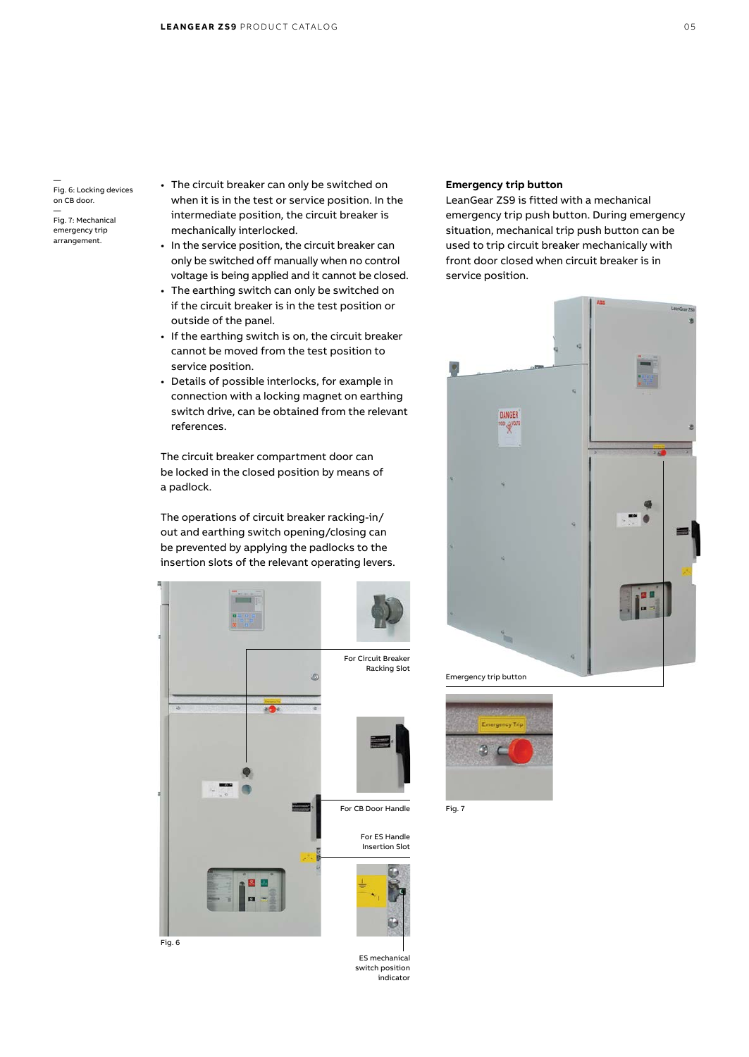Fig. 6: Locking devices on CB door.

Fig. 7: Mechanical emergency trip arrangement.

- The circuit breaker can only be switched on when it is in the test or service position. In the intermediate position, the circuit breaker is mechanically interlocked.
- In the service position, the circuit breaker can only be switched off manually when no control voltage is being applied and it cannot be closed.
- The earthing switch can only be switched on if the circuit breaker is in the test position or outside of the panel.
- If the earthing switch is on, the circuit breaker cannot be moved from the test position to service position.
- Details of possible interlocks, for example in connection with a locking magnet on earthing switch drive, can be obtained from the relevant references.

The circuit breaker compartment door can be locked in the closed position by means of a padlock.

The operations of circuit breaker racking-in/out and earthing switch opening/closing can be prevented by applying the padlocks to the insertion slots of the relevant operating levers.

For Circuit Breaker Racking Slot

For CB Door Handle

For ES Handle Insertion Slot

ES mechanical switch position indicator

Fig. 6

**Emergency trip button**

LeanGear ZS9 is fitted with a mechanical emergency trip push button. During emergency situation, mechanical trip push button can be used to trip circuit breaker mechanically with front door closed when circuit breaker is in service position.

Emergency trip button

Fig. 7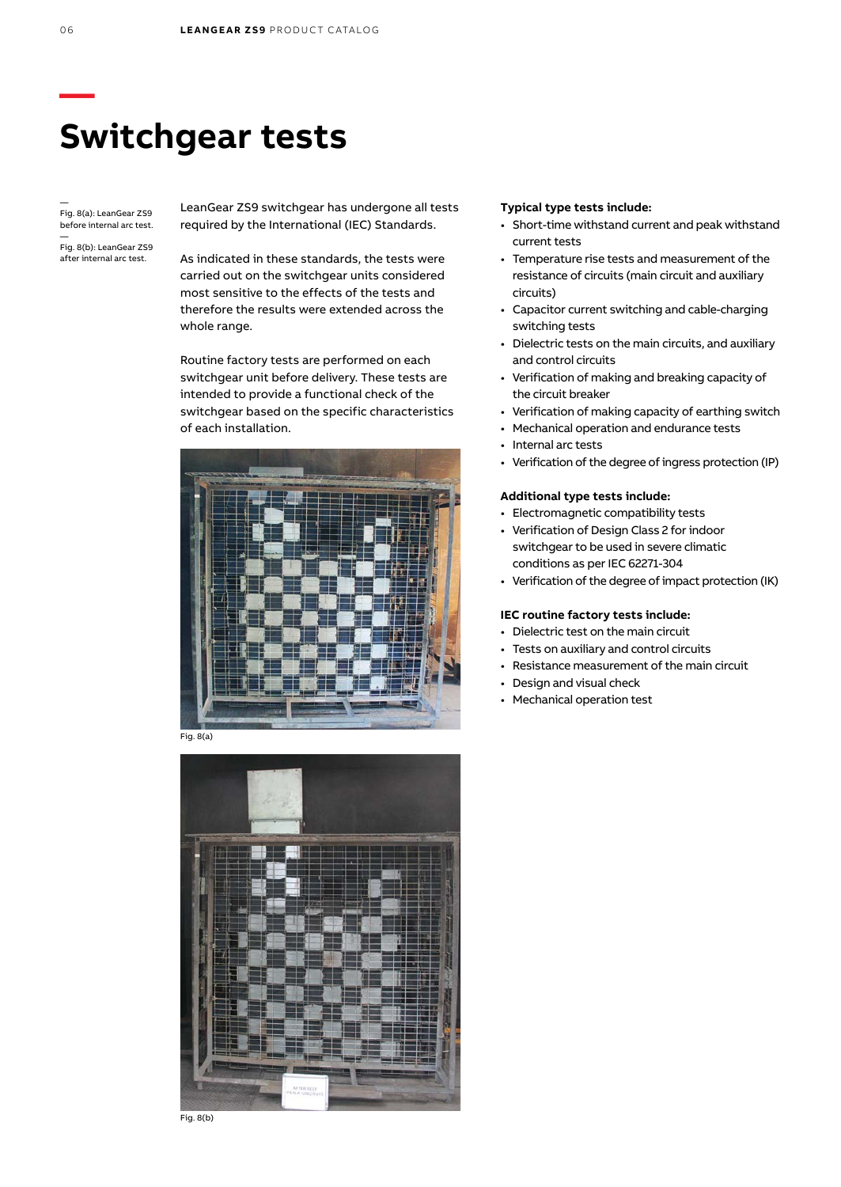# Switchgear tests

—
Fig. 8(a): LeanGear ZS9 before internal arc test.

—
Fig. 8(b): LeanGear ZS9 after internal arc test.

LeanGear ZS9 switchgear has undergone all tests required by the International (IEC) Standards.

As indicated in these standards, the tests were carried out on the switchgear units considered most sensitive to the effects of the tests and therefore the results were extended across the whole range.

Routine factory tests are performed on each switchgear unit before delivery. These tests are intended to provide a functional check of the switchgear based on the specific characteristics of each installation.

Fig. 8(a)

Fig. 8(b)

**Typical type tests include:**

- Short-time withstand current and peak withstand current tests
- Temperature rise tests and measurement of the resistance of circuits (main circuit and auxiliary circuits)
- Capacitor current switching and cable-charging switching tests
- Dielectric tests on the main circuits, and auxiliary and control circuits
- Verification of making and breaking capacity of the circuit breaker
- Verification of making capacity of earthing switch
- Mechanical operation and endurance tests
- Internal arc tests
- Verification of the degree of ingress protection (IP)

**Additional type tests include:**

- Electromagnetic compatibility tests
- Verification of Design Class 2 for indoor switchgear to be used in severe climatic conditions as per IEC 62271-304
- Verification of the degree of impact protection (IK)

**IEC routine factory tests include:**

- Dielectric test on the main circuit
- Tests on auxiliary and control circuits
- Resistance measurement of the main circuit
- Design and visual check
- Mechanical operation test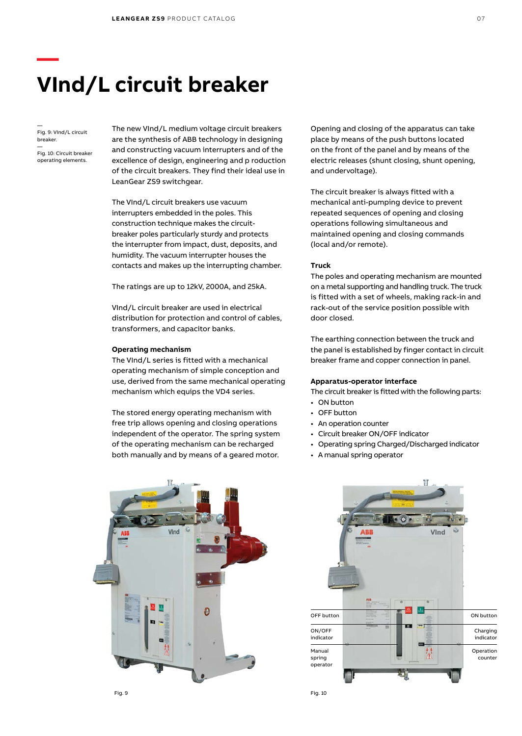# VInd/L circuit breaker

—
Fig. 9: VInd/L circuit breaker.
—
Fig. 10: Circuit breaker operating elements.

The new VInd/L medium voltage circuit breakers are the synthesis of ABB technology in designing and constructing vacuum interrupters and of the excellence of design, engineering and p roduction of the circuit breakers. They find their ideal use in LeanGear ZS9 switchgear.

The VInd/L circuit breakers use vacuum interrupters embedded in the poles. This construction technique makes the circuit-breaker poles particularly sturdy and protects the interrupter from impact, dust, deposits, and humidity. The vacuum interrupter houses the contacts and makes up the interrupting chamber.

The ratings are up to 12kV, 2000A, and 25kA.

VInd/L circuit breaker are used in electrical distribution for protection and control of cables, transformers, and capacitor banks.

**Operating mechanism**

The VInd/L series is fitted with a mechanical operating mechanism of simple conception and use, derived from the same mechanical operating mechanism which equips the VD4 series.

The stored energy operating mechanism with free trip allows opening and closing operations independent of the operator. The spring system of the operating mechanism can be recharged both manually and by means of a geared motor.

Opening and closing of the apparatus can take place by means of the push buttons located on the front of the panel and by means of the electric releases (shunt closing, shunt opening, and undervoltage).

The circuit breaker is always fitted with a mechanical anti-pumping device to prevent repeated sequences of opening and closing operations following simultaneous and maintained opening and closing commands (local and/or remote).

**Truck**

The poles and operating mechanism are mounted on a metal supporting and handling truck. The truck is fitted with a set of wheels, making rack-in and rack-out of the service position possible with door closed.

The earthing connection between the truck and the panel is established by finger contact in circuit breaker frame and copper connection in panel.

**Apparatus-operator interface**

The circuit breaker is fitted with the following parts:

- ON button
- OFF button
- An operation counter
- Circuit breaker ON/OFF indicator
- Operating spring Charged/Discharged indicator
- A manual spring operator

Fig. 9

OFF button
ON/OFF indicator
Manual spring operator
ON button
Charging indicator
Operation counter

Fig. 10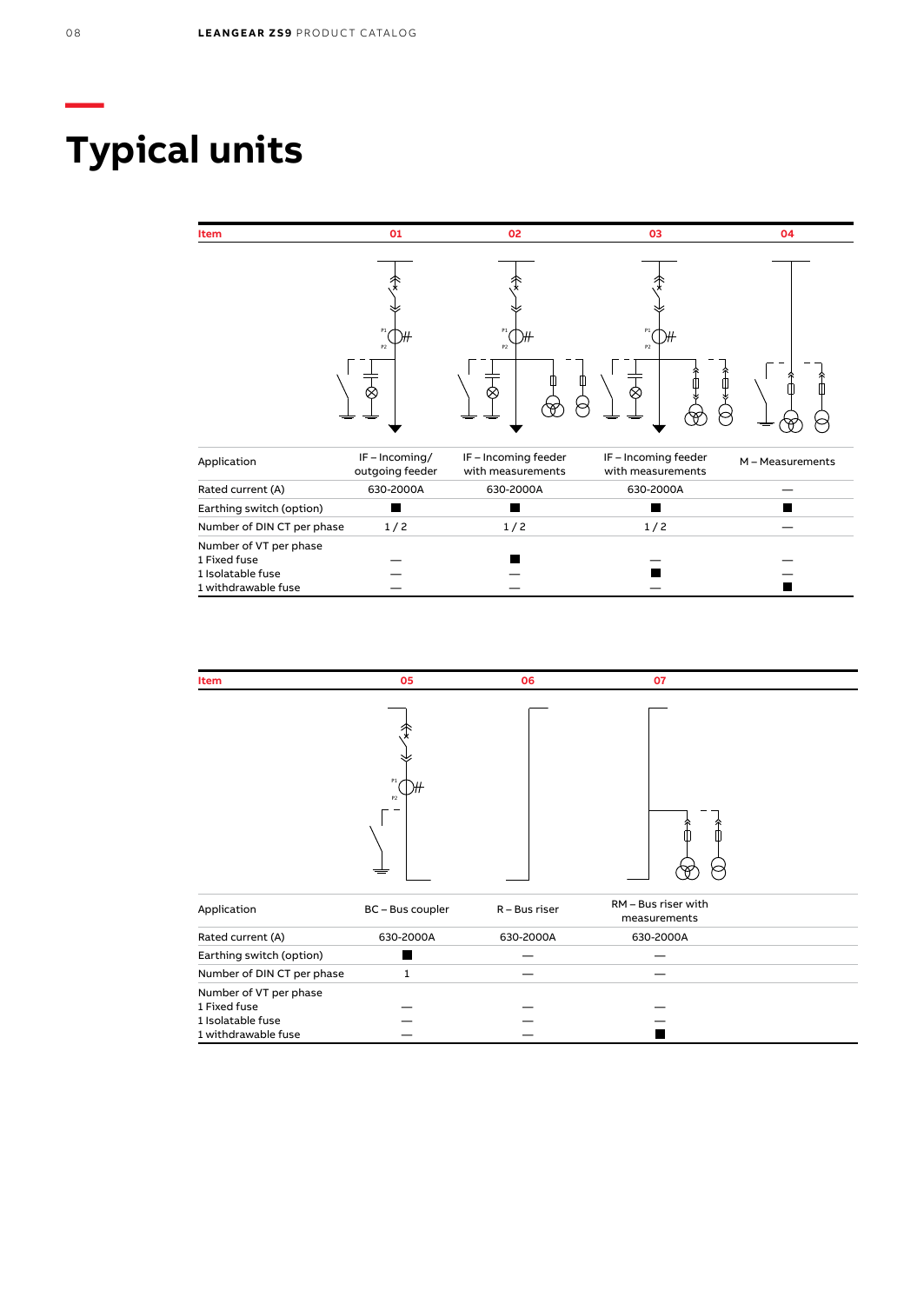# Typical units

| Item | 01 | 02 | 03 | 04 |
|---|---|---|---|---|
| Application | IF – Incoming/ outgoing feeder | IF – Incoming feeder with measurements | IF – Incoming feeder with measurements | M – Measurements |
| Rated current (A) | 630-2000A | 630-2000A | 630-2000A | — |
| Earthing switch (option) | ■ | ■ | ■ | ■ |
| Number of DIN CT per phase | 1 / 2 | 1 / 2 | 1 / 2 | — |
| Number of VT per phase | | | | |
| 1 Fixed fuse | — | ■ | — | — |
| 1 Isolatable fuse | — | — | ■ | — |
| 1 withdrawable fuse | — | — | — | ■ |

| Item | 05 | 06 | 07 |
|---|---|---|---|
| Application | BC – Bus coupler | R – Bus riser | RM – Bus riser with measurements |
| Rated current (A) | 630-2000A | 630-2000A | 630-2000A |
| Earthing switch (option) | ■ | — | — |
| Number of DIN CT per phase | 1 | — | — |
| Number of VT per phase | | | |
| 1 Fixed fuse | — | — | — |
| 1 Isolatable fuse | — | — | — |
| 1 withdrawable fuse | — | — | ■ |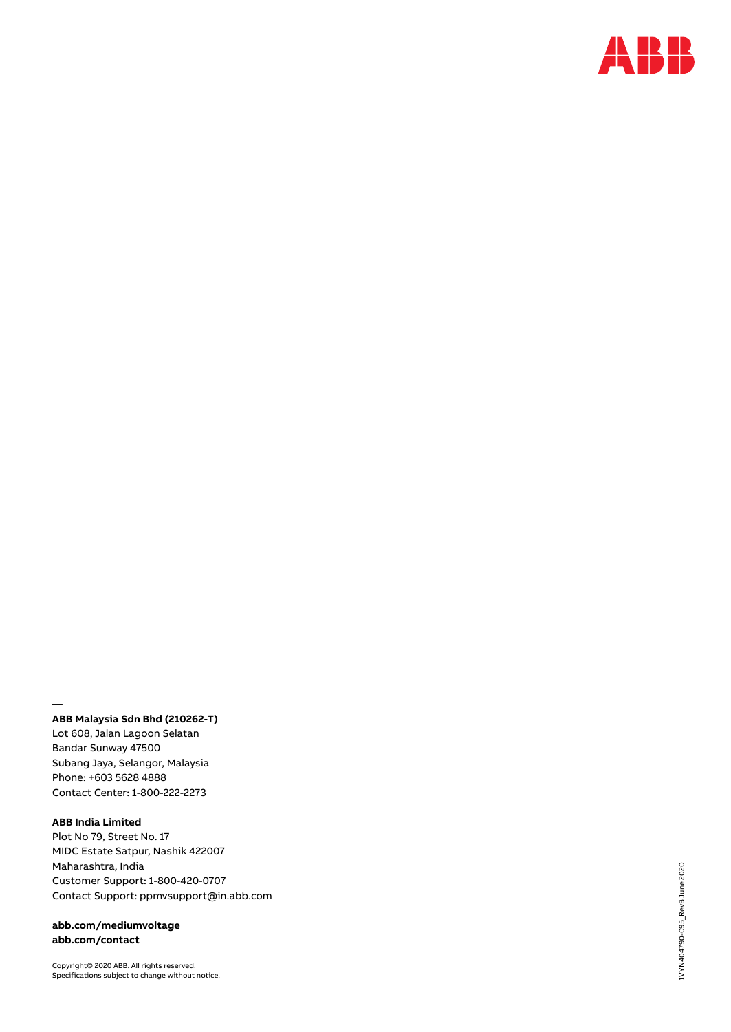—

**ABB Malaysia Sdn Bhd (210262-T)**
Lot 608, Jalan Lagoon Selatan
Bandar Sunway 47500
Subang Jaya, Selangor, Malaysia
Phone: +603 5628 4888
Contact Center: 1-800-222-2273

**ABB India Limited**
Plot No 79, Street No. 17
MIDC Estate Satpur, Nashik 422007
Maharashtra, India
Customer Support: 1-800-420-0707
Contact Support: ppmvsupport@in.abb.com

**abb.com/mediumvoltage**
**abb.com/contact**

Copyright© 2020 ABB. All rights reserved.
Specifications subject to change without notice.

1VYN404790-095_RevB June 2020